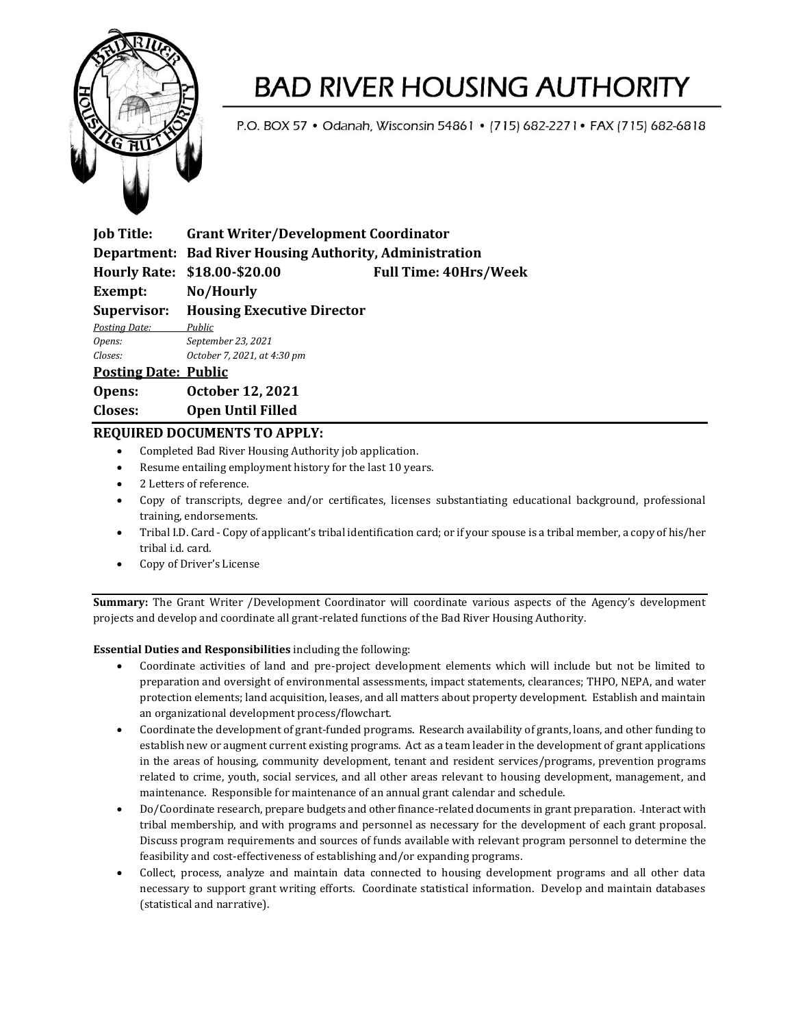# BAD RIVER HOUSING AUTHORITY

P.O. BOX 57 • Odanah, Wisconsin 54861 • (715) 682-2271 • FAX (715) 682-6818

**Job Title:** **Grant Writer/Development Coordinator**
**Department:** **Bad River Housing Authority, Administration**
**Hourly Rate:** **$18.00-$20.00** **Full Time: 40Hrs/Week**
**Exempt:** **No/Hourly**
**Supervisor:** **Housing Executive Director**

*Posting Date:* *Public*
*Opens:* *September 23, 2021*
*Closes:* *October 7, 2021, at 4:30 pm*

**Posting Date: Public**
**Opens:** **October 12, 2021**
**Closes:** **Open Until Filled**

## REQUIRED DOCUMENTS TO APPLY:

- Completed Bad River Housing Authority job application.
- Resume entailing employment history for the last 10 years.
- 2 Letters of reference.
- Copy of transcripts, degree and/or certificates, licenses substantiating educational background, professional training, endorsements.
- Tribal I.D. Card - Copy of applicant's tribal identification card; or if your spouse is a tribal member, a copy of his/her tribal i.d. card.
- Copy of Driver's License

---

**Summary:** The Grant Writer /Development Coordinator will coordinate various aspects of the Agency's development projects and develop and coordinate all grant-related functions of the Bad River Housing Authority.

**Essential Duties and Responsibilities** including the following:

- Coordinate activities of land and pre-project development elements which will include but not be limited to preparation and oversight of environmental assessments, impact statements, clearances; THPO, NEPA, and water protection elements; land acquisition, leases, and all matters about property development. Establish and maintain an organizational development process/flowchart.
- Coordinate the development of grant-funded programs. Research availability of grants, loans, and other funding to establish new or augment current existing programs. Act as a team leader in the development of grant applications in the areas of housing, community development, tenant and resident services/programs, prevention programs related to crime, youth, social services, and all other areas relevant to housing development, management, and maintenance. Responsible for maintenance of an annual grant calendar and schedule.
- Do/Coordinate research, prepare budgets and other finance-related documents in grant preparation. Interact with tribal membership, and with programs and personnel as necessary for the development of each grant proposal. Discuss program requirements and sources of funds available with relevant program personnel to determine the feasibility and cost-effectiveness of establishing and/or expanding programs.
- Collect, process, analyze and maintain data connected to housing development programs and all other data necessary to support grant writing efforts. Coordinate statistical information. Develop and maintain databases (statistical and narrative).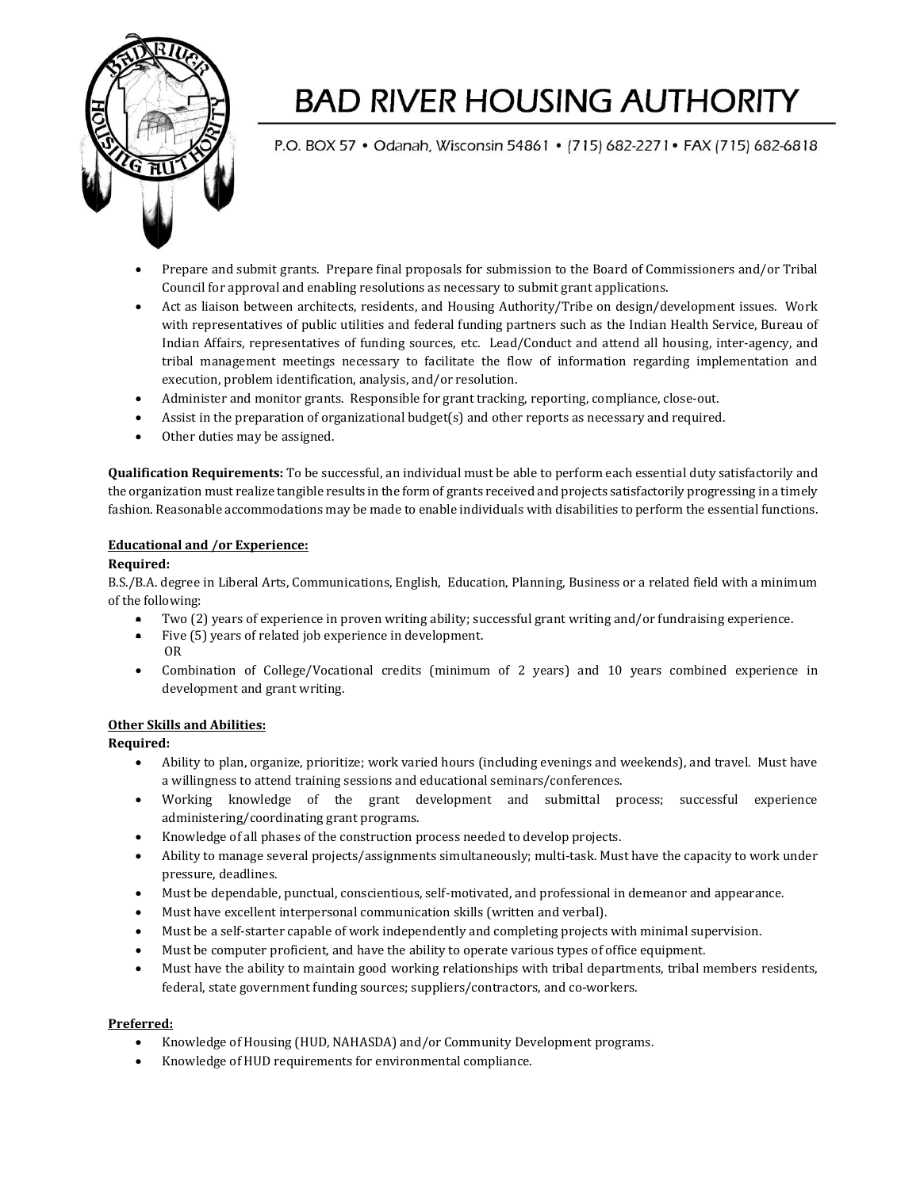- Prepare and submit grants. Prepare final proposals for submission to the Board of Commissioners and/or Tribal Council for approval and enabling resolutions as necessary to submit grant applications.
- Act as liaison between architects, residents, and Housing Authority/Tribe on design/development issues. Work with representatives of public utilities and federal funding partners such as the Indian Health Service, Bureau of Indian Affairs, representatives of funding sources, etc. Lead/Conduct and attend all housing, inter-agency, and tribal management meetings necessary to facilitate the flow of information regarding implementation and execution, problem identification, analysis, and/or resolution.
- Administer and monitor grants. Responsible for grant tracking, reporting, compliance, close-out.
- Assist in the preparation of organizational budget(s) and other reports as necessary and required.
- Other duties may be assigned.

**Qualification Requirements:** To be successful, an individual must be able to perform each essential duty satisfactorily and the organization must realize tangible results in the form of grants received and projects satisfactorily progressing in a timely fashion. Reasonable accommodations may be made to enable individuals with disabilities to perform the essential functions.

**<u>Educational and /or Experience:</u>**

**Required:**

B.S./B.A. degree in Liberal Arts, Communications, English, Education, Planning, Business or a related field with a minimum of the following:

- Two (2) years of experience in proven writing ability; successful grant writing and/or fundraising experience.
- Five (5) years of related job experience in development.

  OR

- Combination of College/Vocational credits (minimum of 2 years) and 10 years combined experience in development and grant writing.

**<u>Other Skills and Abilities:</u>**

**Required:**

- Ability to plan, organize, prioritize; work varied hours (including evenings and weekends), and travel. Must have a willingness to attend training sessions and educational seminars/conferences.
- Working knowledge of the grant development and submittal process; successful experience administering/coordinating grant programs.
- Knowledge of all phases of the construction process needed to develop projects.
- Ability to manage several projects/assignments simultaneously; multi-task. Must have the capacity to work under pressure, deadlines.
- Must be dependable, punctual, conscientious, self-motivated, and professional in demeanor and appearance.
- Must have excellent interpersonal communication skills (written and verbal).
- Must be a self-starter capable of work independently and completing projects with minimal supervision.
- Must be computer proficient, and have the ability to operate various types of office equipment.
- Must have the ability to maintain good working relationships with tribal departments, tribal members residents, federal, state government funding sources; suppliers/contractors, and co-workers.

**<u>Preferred:</u>**

- Knowledge of Housing (HUD, NAHASDA) and/or Community Development programs.
- Knowledge of HUD requirements for environmental compliance.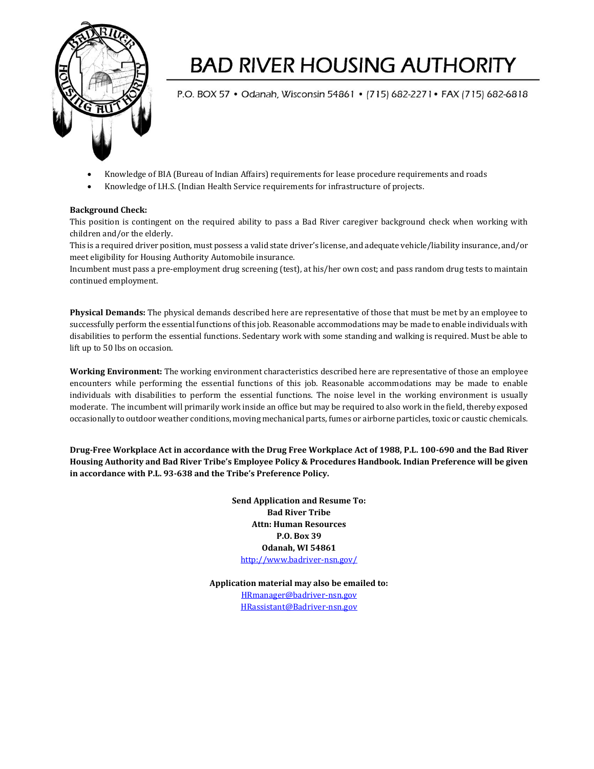# BAD RIVER HOUSING AUTHORITY

P.O. BOX 57 • Odanah, Wisconsin 54861 • (715) 682-2271 • FAX (715) 682-6818

- Knowledge of BIA (Bureau of Indian Affairs) requirements for lease procedure requirements and roads
- Knowledge of I.H.S. (Indian Health Service requirements for infrastructure of projects.

**Background Check:**
This position is contingent on the required ability to pass a Bad River caregiver background check when working with children and/or the elderly.
This is a required driver position, must possess a valid state driver's license, and adequate vehicle/liability insurance, and/or meet eligibility for Housing Authority Automobile insurance.
Incumbent must pass a pre-employment drug screening (test), at his/her own cost; and pass random drug tests to maintain continued employment.

**Physical Demands:** The physical demands described here are representative of those that must be met by an employee to successfully perform the essential functions of this job. Reasonable accommodations may be made to enable individuals with disabilities to perform the essential functions. Sedentary work with some standing and walking is required. Must be able to lift up to 50 lbs on occasion.

**Working Environment:** The working environment characteristics described here are representative of those an employee encounters while performing the essential functions of this job. Reasonable accommodations may be made to enable individuals with disabilities to perform the essential functions. The noise level in the working environment is usually moderate. The incumbent will primarily work inside an office but may be required to also work in the field, thereby exposed occasionally to outdoor weather conditions, moving mechanical parts, fumes or airborne particles, toxic or caustic chemicals.

**Drug-Free Workplace Act in accordance with the Drug Free Workplace Act of 1988, P.L. 100-690 and the Bad River Housing Authority and Bad River Tribe's Employee Policy & Procedures Handbook. Indian Preference will be given in accordance with P.L. 93-638 and the Tribe's Preference Policy.**

**Send Application and Resume To:**
**Bad River Tribe**
**Attn: Human Resources**
**P.O. Box 39**
**Odanah, WI 54861**
http://www.badriver-nsn.gov/

**Application material may also be emailed to:**
HRmanager@badriver-nsn.gov
HRassistant@Badriver-nsn.gov